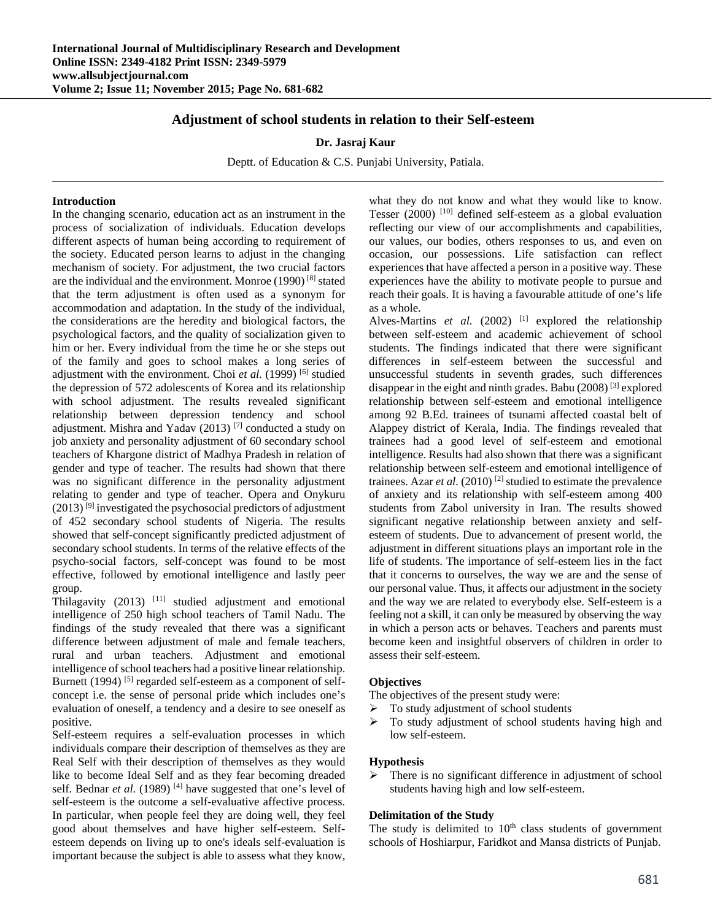# Adjustment of school students in relation to their Self-esteem

**Dr. Jasraj Kaur**

Deptt. of Education & C.S. Punjabi University, Patiala.

## Introduction

In the changing scenario, education act as an instrument in the process of socialization of individuals. Education develops different aspects of human being according to requirement of the society. Educated person learns to adjust in the changing mechanism of society. For adjustment, the two crucial factors are the individual and the environment. Monroe (1990) [8] stated that the term adjustment is often used as a synonym for accommodation and adaptation. In the study of the individual, the considerations are the heredity and biological factors, the psychological factors, and the quality of socialization given to him or her. Every individual from the time he or she steps out of the family and goes to school makes a long series of adjustment with the environment. Choi *et al.* (1999) [6] studied the depression of 572 adolescents of Korea and its relationship with school adjustment. The results revealed significant relationship between depression tendency and school adjustment. Mishra and Yadav (2013) [7] conducted a study on job anxiety and personality adjustment of 60 secondary school teachers of Khargone district of Madhya Pradesh in relation of gender and type of teacher. The results had shown that there was no significant difference in the personality adjustment relating to gender and type of teacher. Opera and Onykuru (2013) [9] investigated the psychosocial predictors of adjustment of 452 secondary school students of Nigeria. The results showed that self-concept significantly predicted adjustment of secondary school students. In terms of the relative effects of the psycho-social factors, self-concept was found to be most effective, followed by emotional intelligence and lastly peer group.

Thilagavity (2013) [11] studied adjustment and emotional intelligence of 250 high school teachers of Tamil Nadu. The findings of the study revealed that there was a significant difference between adjustment of male and female teachers, rural and urban teachers. Adjustment and emotional intelligence of school teachers had a positive linear relationship. Burnett (1994) [5] regarded self-esteem as a component of self-concept i.e. the sense of personal pride which includes one's evaluation of oneself, a tendency and a desire to see oneself as positive.

Self-esteem requires a self-evaluation processes in which individuals compare their description of themselves as they are Real Self with their description of themselves as they would like to become Ideal Self and as they fear becoming dreaded self. Bednar *et al.* (1989) [4] have suggested that one's level of self-esteem is the outcome a self-evaluative affective process. In particular, when people feel they are doing well, they feel good about themselves and have higher self-esteem. Self-esteem depends on living up to one's ideals self-evaluation is important because the subject is able to assess what they know, what they do not know and what they would like to know. Tesser (2000) [10] defined self-esteem as a global evaluation reflecting our view of our accomplishments and capabilities, our values, our bodies, others responses to us, and even on occasion, our possessions. Life satisfaction can reflect experiences that have affected a person in a positive way. These experiences have the ability to motivate people to pursue and reach their goals. It is having a favourable attitude of one's life as a whole.

Alves-Martins *et al.* (2002) [1] explored the relationship between self-esteem and academic achievement of school students. The findings indicated that there were significant differences in self-esteem between the successful and unsuccessful students in seventh grades, such differences disappear in the eight and ninth grades. Babu (2008) [3] explored relationship between self-esteem and emotional intelligence among 92 B.Ed. trainees of tsunami affected coastal belt of Alappey district of Kerala, India. The findings revealed that trainees had a good level of self-esteem and emotional intelligence. Results had also shown that there was a significant relationship between self-esteem and emotional intelligence of trainees. Azar *et al.* (2010) [2] studied to estimate the prevalence of anxiety and its relationship with self-esteem among 400 students from Zabol university in Iran. The results showed significant negative relationship between anxiety and self-esteem of students. Due to advancement of present world, the adjustment in different situations plays an important role in the life of students. The importance of self-esteem lies in the fact that it concerns to ourselves, the way we are and the sense of our personal value. Thus, it affects our adjustment in the society and the way we are related to everybody else. Self-esteem is a feeling not a skill, it can only be measured by observing the way in which a person acts or behaves. Teachers and parents must become keen and insightful observers of children in order to assess their self-esteem.

## Objectives

The objectives of the present study were:

- To study adjustment of school students
- To study adjustment of school students having high and low self-esteem.

## Hypothesis

- There is no significant difference in adjustment of school students having high and low self-esteem.

## Delimitation of the Study

The study is delimited to $10^{th}$ class students of government schools of Hoshiarpur, Faridkot and Mansa districts of Punjab.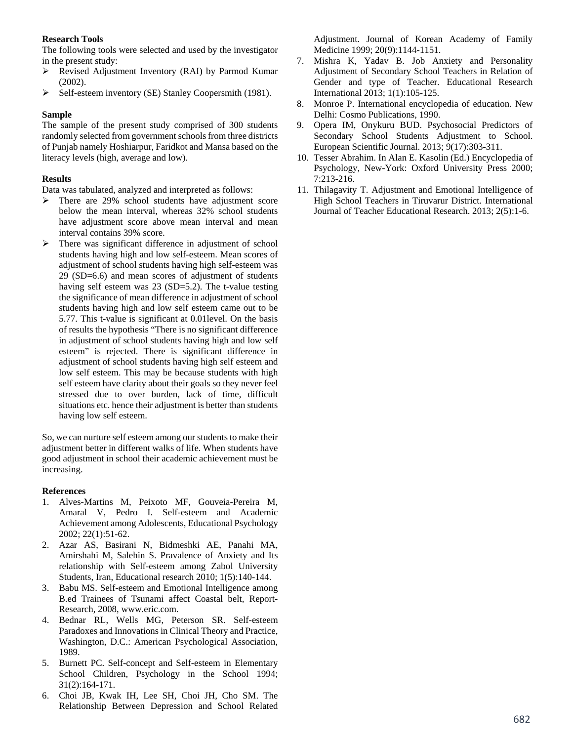**Research Tools**

The following tools were selected and used by the investigator in the present study:

- Revised Adjustment Inventory (RAI) by Parmod Kumar (2002).
- Self-esteem inventory (SE) Stanley Coopersmith (1981).

**Sample**

The sample of the present study comprised of 300 students randomly selected from government schools from three districts of Punjab namely Hoshiarpur, Faridkot and Mansa based on the literacy levels (high, average and low).

**Results**

Data was tabulated, analyzed and interpreted as follows:

- There are 29% school students have adjustment score below the mean interval, whereas 32% school students have adjustment score above mean interval and mean interval contains 39% score.
- There was significant difference in adjustment of school students having high and low self-esteem. Mean scores of adjustment of school students having high self-esteem was 29 (SD=6.6) and mean scores of adjustment of students having self esteem was 23 (SD=5.2). The t-value testing the significance of mean difference in adjustment of school students having high and low self esteem came out to be 5.77. This t-value is significant at 0.01level. On the basis of results the hypothesis "There is no significant difference in adjustment of school students having high and low self esteem" is rejected. There is significant difference in adjustment of school students having high self esteem and low self esteem. This may be because students with high self esteem have clarity about their goals so they never feel stressed due to over burden, lack of time, difficult situations etc. hence their adjustment is better than students having low self esteem.

So, we can nurture self esteem among our students to make their adjustment better in different walks of life. When students have good adjustment in school their academic achievement must be increasing.

**References**

1. Alves-Martins M, Peixoto MF, Gouveia-Pereira M, Amaral V, Pedro I. Self-esteem and Academic Achievement among Adolescents, Educational Psychology 2002; 22(1):51-62.
2. Azar AS, Basirani N, Bidmeshki AE, Panahi MA, Amirshahi M, Salehin S. Pravalence of Anxiety and Its relationship with Self-esteem among Zabol University Students, Iran, Educational research 2010; 1(5):140-144.
3. Babu MS. Self-esteem and Emotional Intelligence among B.ed Trainees of Tsunami affect Coastal belt, Report-Research, 2008, www.eric.com.
4. Bednar RL, Wells MG, Peterson SR. Self-esteem Paradoxes and Innovations in Clinical Theory and Practice, Washington, D.C.: American Psychological Association, 1989.
5. Burnett PC. Self-concept and Self-esteem in Elementary School Children, Psychology in the School 1994; 31(2):164-171.
6. Choi JB, Kwak IH, Lee SH, Choi JH, Cho SM. The Relationship Between Depression and School Related Adjustment. Journal of Korean Academy of Family Medicine 1999; 20(9):1144-1151.
7. Mishra K, Yadav B. Job Anxiety and Personality Adjustment of Secondary School Teachers in Relation of Gender and type of Teacher. Educational Research International 2013; 1(1):105-125.
8. Monroe P. International encyclopedia of education. New Delhi: Cosmo Publications, 1990.
9. Opera IM, Onykuru BUD. Psychosocial Predictors of Secondary School Students Adjustment to School. European Scientific Journal. 2013; 9(17):303-311.
10. Tesser Abrahim. In Alan E. Kasolin (Ed.) Encyclopedia of Psychology, New-York: Oxford University Press 2000; 7:213-216.
11. Thilagavity T. Adjustment and Emotional Intelligence of High School Teachers in Tiruvarur District. International Journal of Teacher Educational Research. 2013; 2(5):1-6.